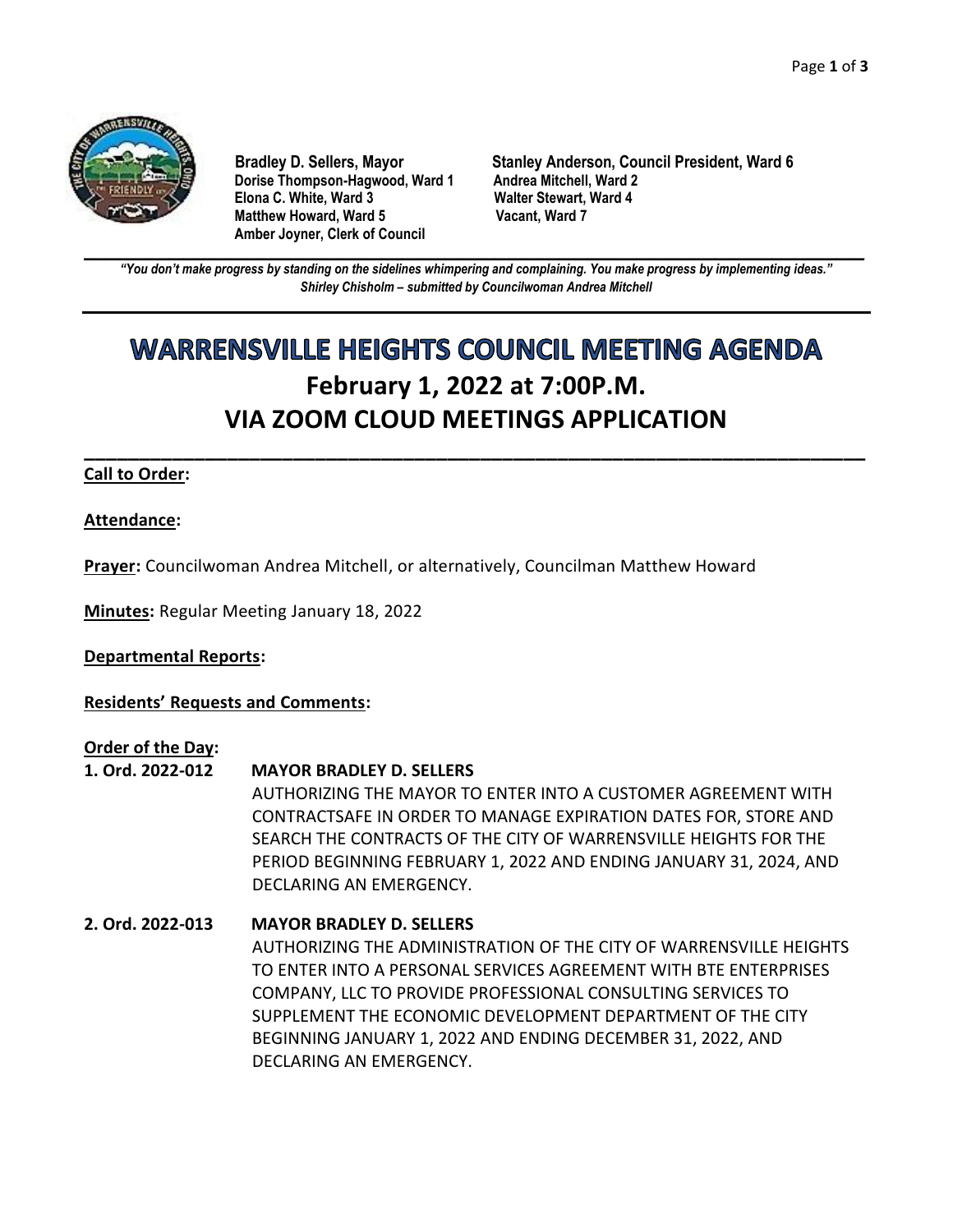**Bradley D. Sellers, Mayor**
**Dorise Thompson-Hagwood, Ward 1**
**Elona C. White, Ward 3**
**Matthew Howard, Ward 5**
**Amber Joyner, Clerk of Council**

**Stanley Anderson, Council President, Ward 6**
**Andrea Mitchell, Ward 2**
**Walter Stewart, Ward 4**
**Vacant, Ward 7**

---

***"You don't make progress by standing on the sidelines whimpering and complaining. You make progress by implementing ideas."***
***Shirley Chisholm – submitted by Councilwoman Andrea Mitchell***

---

# WARRENSVILLE HEIGHTS COUNCIL MEETING AGENDA

## February 1, 2022 at 7:00P.M.
## VIA ZOOM CLOUD MEETINGS APPLICATION

---

**Call to Order:**

**Attendance:**

**Prayer:** Councilwoman Andrea Mitchell, or alternatively, Councilman Matthew Howard

**Minutes:** Regular Meeting January 18, 2022

**Departmental Reports:**

**Residents' Requests and Comments:**

**Order of the Day:**

**1. Ord. 2022-012** **MAYOR BRADLEY D. SELLERS**
AUTHORIZING THE MAYOR TO ENTER INTO A CUSTOMER AGREEMENT WITH CONTRACTSAFE IN ORDER TO MANAGE EXPIRATION DATES FOR, STORE AND SEARCH THE CONTRACTS OF THE CITY OF WARRENSVILLE HEIGHTS FOR THE PERIOD BEGINNING FEBRUARY 1, 2022 AND ENDING JANUARY 31, 2024, AND DECLARING AN EMERGENCY.

**2. Ord. 2022-013** **MAYOR BRADLEY D. SELLERS**
AUTHORIZING THE ADMINISTRATION OF THE CITY OF WARRENSVILLE HEIGHTS TO ENTER INTO A PERSONAL SERVICES AGREEMENT WITH BTE ENTERPRISES COMPANY, LLC TO PROVIDE PROFESSIONAL CONSULTING SERVICES TO SUPPLEMENT THE ECONOMIC DEVELOPMENT DEPARTMENT OF THE CITY BEGINNING JANUARY 1, 2022 AND ENDING DECEMBER 31, 2022, AND DECLARING AN EMERGENCY.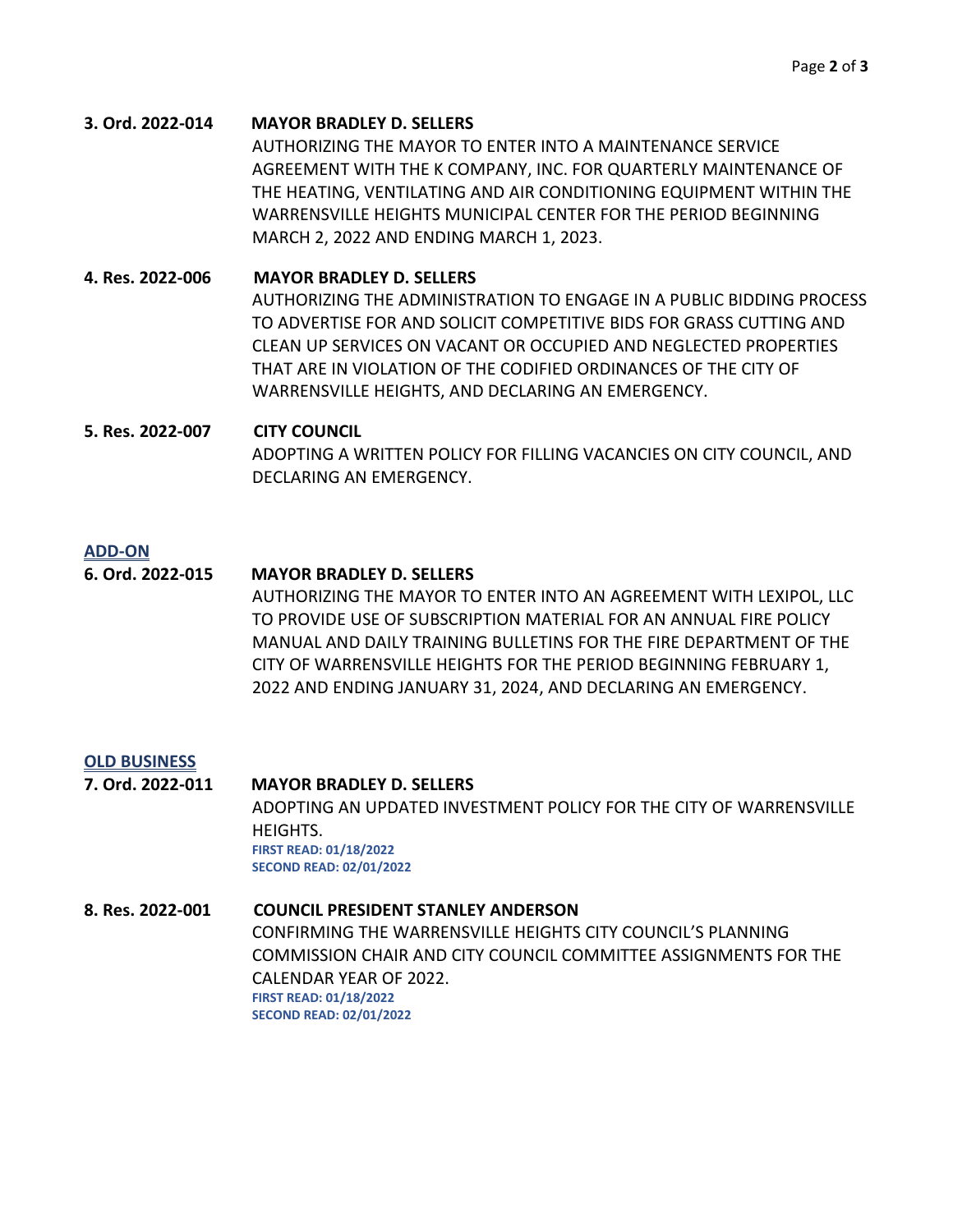**3. Ord. 2022-014** **MAYOR BRADLEY D. SELLERS**
AUTHORIZING THE MAYOR TO ENTER INTO A MAINTENANCE SERVICE AGREEMENT WITH THE K COMPANY, INC. FOR QUARTERLY MAINTENANCE OF THE HEATING, VENTILATING AND AIR CONDITIONING EQUIPMENT WITHIN THE WARRENSVILLE HEIGHTS MUNICIPAL CENTER FOR THE PERIOD BEGINNING MARCH 2, 2022 AND ENDING MARCH 1, 2023.

**4. Res. 2022-006** **MAYOR BRADLEY D. SELLERS**
AUTHORIZING THE ADMINISTRATION TO ENGAGE IN A PUBLIC BIDDING PROCESS TO ADVERTISE FOR AND SOLICIT COMPETITIVE BIDS FOR GRASS CUTTING AND CLEAN UP SERVICES ON VACANT OR OCCUPIED AND NEGLECTED PROPERTIES THAT ARE IN VIOLATION OF THE CODIFIED ORDINANCES OF THE CITY OF WARRENSVILLE HEIGHTS, AND DECLARING AN EMERGENCY.

**5. Res. 2022-007** **CITY COUNCIL**
ADOPTING A WRITTEN POLICY FOR FILLING VACANCIES ON CITY COUNCIL, AND DECLARING AN EMERGENCY.

**ADD-ON**

**6. Ord. 2022-015** **MAYOR BRADLEY D. SELLERS**
AUTHORIZING THE MAYOR TO ENTER INTO AN AGREEMENT WITH LEXIPOL, LLC TO PROVIDE USE OF SUBSCRIPTION MATERIAL FOR AN ANNUAL FIRE POLICY MANUAL AND DAILY TRAINING BULLETINS FOR THE FIRE DEPARTMENT OF THE CITY OF WARRENSVILLE HEIGHTS FOR THE PERIOD BEGINNING FEBRUARY 1, 2022 AND ENDING JANUARY 31, 2024, AND DECLARING AN EMERGENCY.

**OLD BUSINESS**

**7. Ord. 2022-011** **MAYOR BRADLEY D. SELLERS**
ADOPTING AN UPDATED INVESTMENT POLICY FOR THE CITY OF WARRENSVILLE HEIGHTS.
**FIRST READ: 01/18/2022**
**SECOND READ: 02/01/2022**

**8. Res. 2022-001** **COUNCIL PRESIDENT STANLEY ANDERSON**
CONFIRMING THE WARRENSVILLE HEIGHTS CITY COUNCIL'S PLANNING COMMISSION CHAIR AND CITY COUNCIL COMMITTEE ASSIGNMENTS FOR THE CALENDAR YEAR OF 2022.
**FIRST READ: 01/18/2022**
**SECOND READ: 02/01/2022**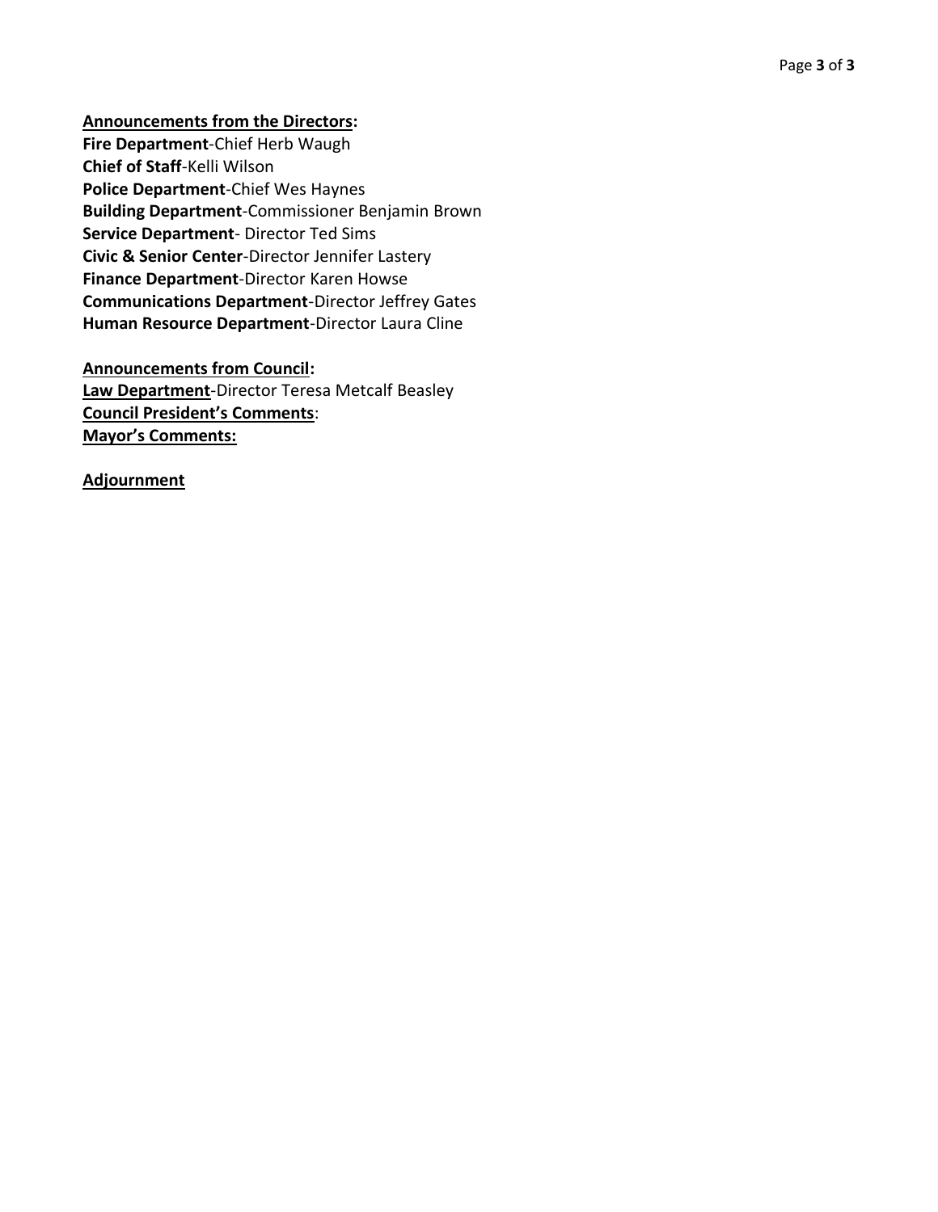**Announcements from the Directors:**

**Fire Department**-Chief Herb Waugh
**Chief of Staff**-Kelli Wilson
**Police Department**-Chief Wes Haynes
**Building Department**-Commissioner Benjamin Brown
**Service Department**- Director Ted Sims
**Civic & Senior Center**-Director Jennifer Lastery
**Finance Department**-Director Karen Howse
**Communications Department**-Director Jeffrey Gates
**Human Resource Department**-Director Laura Cline

**Announcements from Council:**

**Law Department**-Director Teresa Metcalf Beasley
**Council President's Comments**:
**Mayor's Comments:**

**Adjournment**